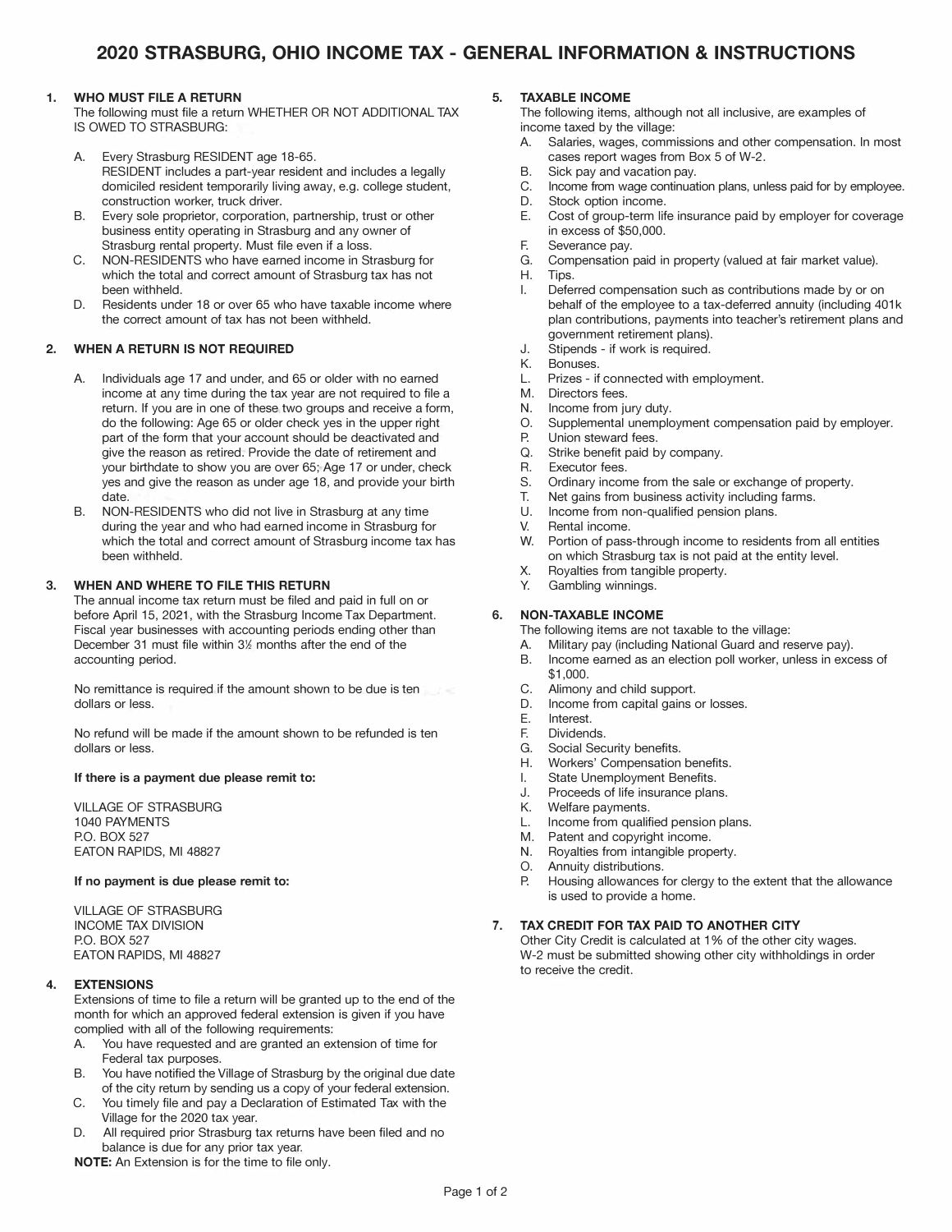# 2020 STRASBURG, OHIO INCOME TAX - GENERAL INFORMATION & INSTRUCTIONS

## 1. WHO MUST FILE A RETURN

The following must file a return WHETHER OR NOT ADDITIONAL TAX IS OWED TO STRASBURG:

A. Every Strasburg RESIDENT age 18-65. RESIDENT includes a part-year resident and includes a legally domiciled resident temporarily living away, e.g. college student, construction worker, truck driver.

B. Every sole proprietor, corporation, partnership, trust or other business entity operating in Strasburg and any owner of Strasburg rental property. Must file even if a loss.

C. NON-RESIDENTS who have earned income in Strasburg for which the total and correct amount of Strasburg tax has not been withheld.

D. Residents under 18 or over 65 who have taxable income where the correct amount of tax has not been withheld.

## 2. WHEN A RETURN IS NOT REQUIRED

A. Individuals age 17 and under, and 65 or older with no earned income at any time during the tax year are not required to file a return. If you are in one of these two groups and receive a form, do the following: Age 65 or older check yes in the upper right part of the form that your account should be deactivated and give the reason as retired. Provide the date of retirement and your birthdate to show you are over 65; Age 17 or under, check yes and give the reason as under age 18, and provide your birth date.

B. NON-RESIDENTS who did not live in Strasburg at any time during the year and who had earned income in Strasburg for which the total and correct amount of Strasburg income tax has been withheld.

## 3. WHEN AND WHERE TO FILE THIS RETURN

The annual income tax return must be filed and paid in full on or before April 15, 2021, with the Strasburg Income Tax Department. Fiscal year businesses with accounting periods ending other than December 31 must file within 3½ months after the end of the accounting period.

No remittance is required if the amount shown to be due is ten dollars or less.

No refund will be made if the amount shown to be refunded is ten dollars or less.

**If there is a payment due please remit to:**

VILLAGE OF STRASBURG
1040 PAYMENTS
P.O. BOX 527
EATON RAPIDS, MI 48827

**If no payment is due please remit to:**

VILLAGE OF STRASBURG
INCOME TAX DIVISION
P.O. BOX 527
EATON RAPIDS, MI 48827

## 4. EXTENSIONS

Extensions of time to file a return will be granted up to the end of the month for which an approved federal extension is given if you have complied with all of the following requirements:

A. You have requested and are granted an extension of time for Federal tax purposes.

B. You have notified the Village of Strasburg by the original due date of the city return by sending us a copy of your federal extension.

C. You timely file and pay a Declaration of Estimated Tax with the Village for the 2020 tax year.

D. All required prior Strasburg tax returns have been filed and no balance is due for any prior tax year.

**NOTE:** An Extension is for the time to file only.

## 5. TAXABLE INCOME

The following items, although not all inclusive, are examples of income taxed by the village:

A. Salaries, wages, commissions and other compensation. In most cases report wages from Box 5 of W-2.
B. Sick pay and vacation pay.
C. Income from wage continuation plans, unless paid for by employee.
D. Stock option income.
E. Cost of group-term life insurance paid by employer for coverage in excess of $50,000.
F. Severance pay.
G. Compensation paid in property (valued at fair market value).
H. Tips.
I. Deferred compensation such as contributions made by or on behalf of the employee to a tax-deferred annuity (including 401k plan contributions, payments into teacher's retirement plans and government retirement plans).
J. Stipends - if work is required.
K. Bonuses.
L. Prizes - if connected with employment.
M. Directors fees.
N. Income from jury duty.
O. Supplemental unemployment compensation paid by employer.
P. Union steward fees.
Q. Strike benefit paid by company.
R. Executor fees.
S. Ordinary income from the sale or exchange of property.
T. Net gains from business activity including farms.
U. Income from non-qualified pension plans.
V. Rental income.
W. Portion of pass-through income to residents from all entities on which Strasburg tax is not paid at the entity level.
X. Royalties from tangible property.
Y. Gambling winnings.

## 6. NON-TAXABLE INCOME

The following items are not taxable to the village:

A. Military pay (including National Guard and reserve pay).
B. Income earned as an election poll worker, unless in excess of $1,000.
C. Alimony and child support.
D. Income from capital gains or losses.
E. Interest.
F. Dividends.
G. Social Security benefits.
H. Workers' Compensation benefits.
I. State Unemployment Benefits.
J. Proceeds of life insurance plans.
K. Welfare payments.
L. Income from qualified pension plans.
M. Patent and copyright income.
N. Royalties from intangible property.
O. Annuity distributions.
P. Housing allowances for clergy to the extent that the allowance is used to provide a home.

## 7. TAX CREDIT FOR TAX PAID TO ANOTHER CITY

Other City Credit is calculated at 1% of the other city wages. W-2 must be submitted showing other city withholdings in order to receive the credit.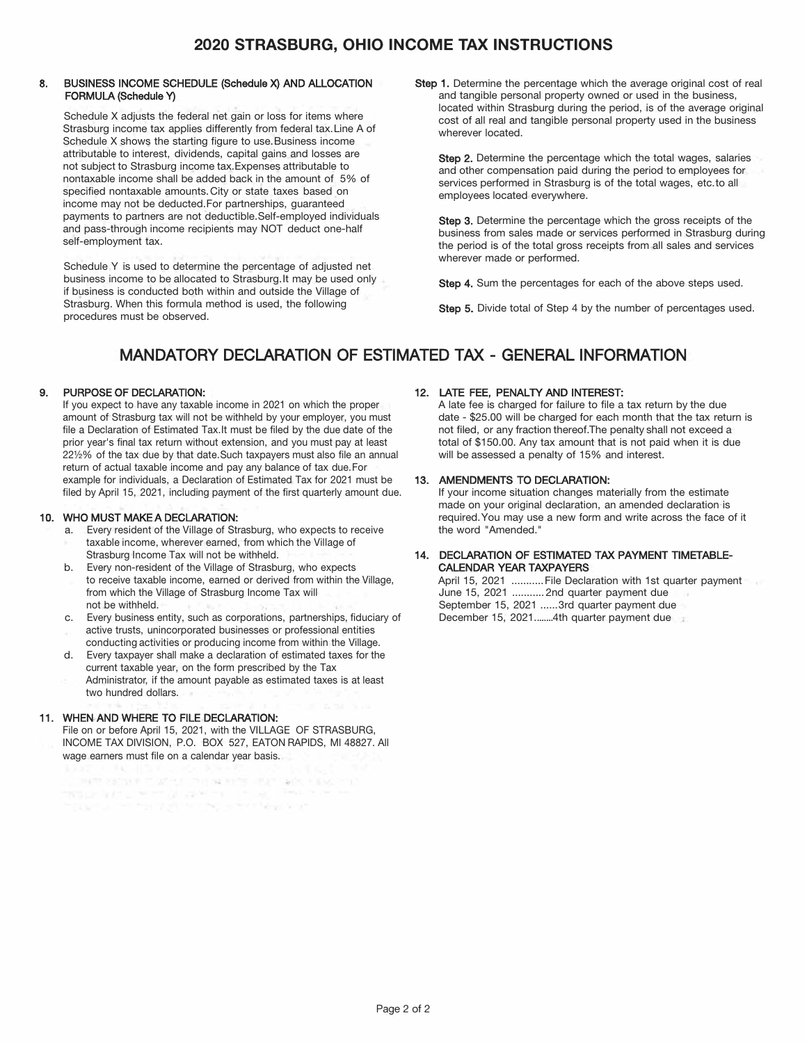# 2020 STRASBURG, OHIO INCOME TAX INSTRUCTIONS

**8. BUSINESS INCOME SCHEDULE (Schedule X) AND ALLOCATION FORMULA (Schedule Y)**

Schedule X adjusts the federal net gain or loss for items where Strasburg income tax applies differently from federal tax. Line A of Schedule X shows the starting figure to use. Business income attributable to interest, dividends, capital gains and losses are not subject to Strasburg income tax. Expenses attributable to nontaxable income shall be added back in the amount of 5% of specified nontaxable amounts. City or state taxes based on income may not be deducted. For partnerships, guaranteed payments to partners are not deductible. Self-employed individuals and pass-through income recipients may NOT deduct one-half self-employment tax.

Schedule Y is used to determine the percentage of adjusted net business income to be allocated to Strasburg. It may be used only if business is conducted both within and outside the Village of Strasburg. When this formula method is used, the following procedures must be observed.

**Step 1.** Determine the percentage which the average original cost of real and tangible personal property owned or used in the business, located within Strasburg during the period, is of the average original cost of all real and tangible personal property used in the business wherever located.

**Step 2.** Determine the percentage which the total wages, salaries and other compensation paid during the period to employees for services performed in Strasburg is of the total wages, etc. to all employees located everywhere.

**Step 3.** Determine the percentage which the gross receipts of the business from sales made or services performed in Strasburg during the period is of the total gross receipts from all sales and services wherever made or performed.

**Step 4.** Sum the percentages for each of the above steps used.

**Step 5.** Divide total of Step 4 by the number of percentages used.

## MANDATORY DECLARATION OF ESTIMATED TAX - GENERAL INFORMATION

**9. PURPOSE OF DECLARATION:**

If you expect to have any taxable income in 2021 on which the proper amount of Strasburg tax will not be withheld by your employer, you must file a Declaration of Estimated Tax. It must be filed by the due date of the prior year's final tax return without extension, and you must pay at least 22½% of the tax due by that date. Such taxpayers must also file an annual return of actual taxable income and pay any balance of tax due. For example for individuals, a Declaration of Estimated Tax for 2021 must be filed by April 15, 2021, including payment of the first quarterly amount due.

**10. WHO MUST MAKE A DECLARATION:**

a. Every resident of the Village of Strasburg, who expects to receive taxable income, wherever earned, from which the Village of Strasburg Income Tax will not be withheld.

b. Every non-resident of the Village of Strasburg, who expects to receive taxable income, earned or derived from within the Village, from which the Village of Strasburg Income Tax will not be withheld.

c. Every business entity, such as corporations, partnerships, fiduciary of active trusts, unincorporated businesses or professional entities conducting activities or producing income from within the Village.

d. Every taxpayer shall make a declaration of estimated taxes for the current taxable year, on the form prescribed by the Tax Administrator, if the amount payable as estimated taxes is at least two hundred dollars.

**11. WHEN AND WHERE TO FILE DECLARATION:**

File on or before April 15, 2021, with the VILLAGE OF STRASBURG, INCOME TAX DIVISION, P.O. BOX 527, EATON RAPIDS, MI 48827. All wage earners must file on a calendar year basis.

**12. LATE FEE, PENALTY AND INTEREST:**

A late fee is charged for failure to file a tax return by the due date - $25.00 will be charged for each month that the tax return is not filed, or any fraction thereof. The penalty shall not exceed a total of $150.00. Any tax amount that is not paid when it is due will be assessed a penalty of 15% and interest.

**13. AMENDMENTS TO DECLARATION:**

If your income situation changes materially from the estimate made on your original declaration, an amended declaration is required. You may use a new form and write across the face of it the word "Amended."

**14. DECLARATION OF ESTIMATED TAX PAYMENT TIMETABLE- CALENDAR YEAR TAXPAYERS**

April 15, 2021 ........... File Declaration with 1st quarter payment
June 15, 2021 ........... 2nd quarter payment due
September 15, 2021 ......3rd quarter payment due
December 15, 2021.......4th quarter payment due